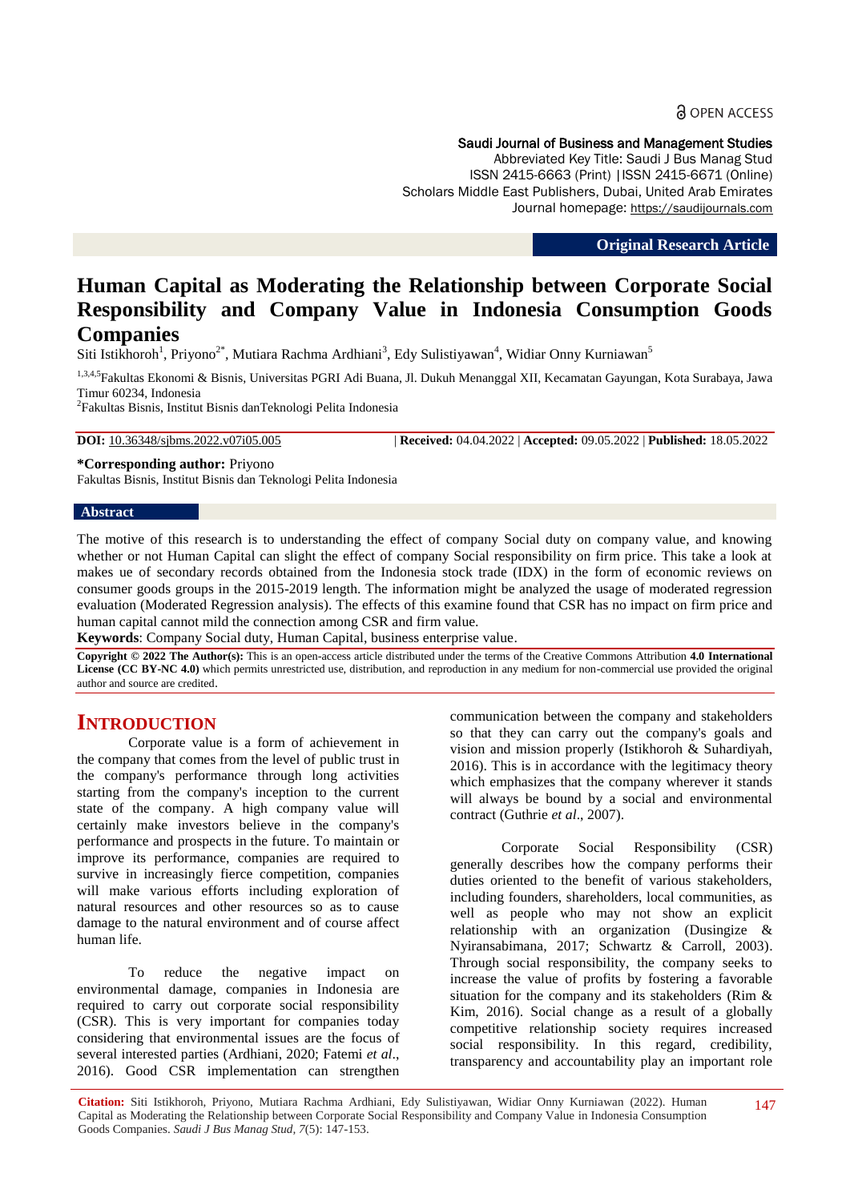OPEN ACCESS

Saudi Journal of Business and Management Studies
Abbreviated Key Title: Saudi J Bus Manag Stud
ISSN 2415-6663 (Print) |ISSN 2415-6671 (Online)
Scholars Middle East Publishers, Dubai, United Arab Emirates
Journal homepage: https://saudijournals.com

**Original Research Article**

# Human Capital as Moderating the Relationship between Corporate Social Responsibility and Company Value in Indonesia Consumption Goods Companies

Siti Istikhoroh[1], Priyono[2*], Mutiara Rachma Ardhiani[3], Edy Sulistiyawan[4], Widiar Onny Kurniawan[5]

[1,3,4,5]Fakultas Ekonomi & Bisnis, Universitas PGRI Adi Buana, Jl. Dukuh Menanggal XII, Kecamatan Gayungan, Kota Surabaya, Jawa Timur 60234, Indonesia
[2]Fakultas Bisnis, Institut Bisnis danTeknologi Pelita Indonesia

**DOI:** 10.36348/sjbms.2022.v07i05.005 | **Received:** 04.04.2022 | **Accepted:** 09.05.2022 | **Published:** 18.05.2022

**\*Corresponding author:** Priyono
Fakultas Bisnis, Institut Bisnis dan Teknologi Pelita Indonesia

## Abstract

The motive of this research is to understanding the effect of company Social duty on company value, and knowing whether or not Human Capital can slight the effect of company Social responsibility on firm price. This take a look at makes ue of secondary records obtained from the Indonesia stock trade (IDX) in the form of economic reviews on consumer goods groups in the 2015-2019 length. The information might be analyzed the usage of moderated regression evaluation (Moderated Regression analysis). The effects of this examine found that CSR has no impact on firm price and human capital cannot mild the connection among CSR and firm value.

**Keywords**: Company Social duty, Human Capital, business enterprise value.

**Copyright © 2022 The Author(s):** This is an open-access article distributed under the terms of the Creative Commons Attribution **4.0 International License (CC BY-NC 4.0)** which permits unrestricted use, distribution, and reproduction in any medium for non-commercial use provided the original author and source are credited.

## INTRODUCTION

Corporate value is a form of achievement in the company that comes from the level of public trust in the company's performance through long activities starting from the company's inception to the current state of the company. A high company value will certainly make investors believe in the company's performance and prospects in the future. To maintain or improve its performance, companies are required to survive in increasingly fierce competition, companies will make various efforts including exploration of natural resources and other resources so as to cause damage to the natural environment and of course affect human life.

To reduce the negative impact on environmental damage, companies in Indonesia are required to carry out corporate social responsibility (CSR). This is very important for companies today considering that environmental issues are the focus of several interested parties (Ardhiani, 2020; Fatemi *et al*., 2016). Good CSR implementation can strengthen communication between the company and stakeholders so that they can carry out the company's goals and vision and mission properly (Istikhoroh & Suhardiyah, 2016). This is in accordance with the legitimacy theory which emphasizes that the company wherever it stands will always be bound by a social and environmental contract (Guthrie *et al*., 2007).

Corporate Social Responsibility (CSR) generally describes how the company performs their duties oriented to the benefit of various stakeholders, including founders, shareholders, local communities, as well as people who may not show an explicit relationship with an organization (Dusingize & Nyiransabimana, 2017; Schwartz & Carroll, 2003). Through social responsibility, the company seeks to increase the value of profits by fostering a favorable situation for the company and its stakeholders (Rim & Kim, 2016). Social change as a result of a globally competitive relationship society requires increased social responsibility. In this regard, credibility, transparency and accountability play an important role

**Citation:** Siti Istikhoroh, Priyono, Mutiara Rachma Ardhiani, Edy Sulistiyawan, Widiar Onny Kurniawan (2022). Human Capital as Moderating the Relationship between Corporate Social Responsibility and Company Value in Indonesia Consumption Goods Companies. *Saudi J Bus Manag Stud*, *7*(5): 147-153.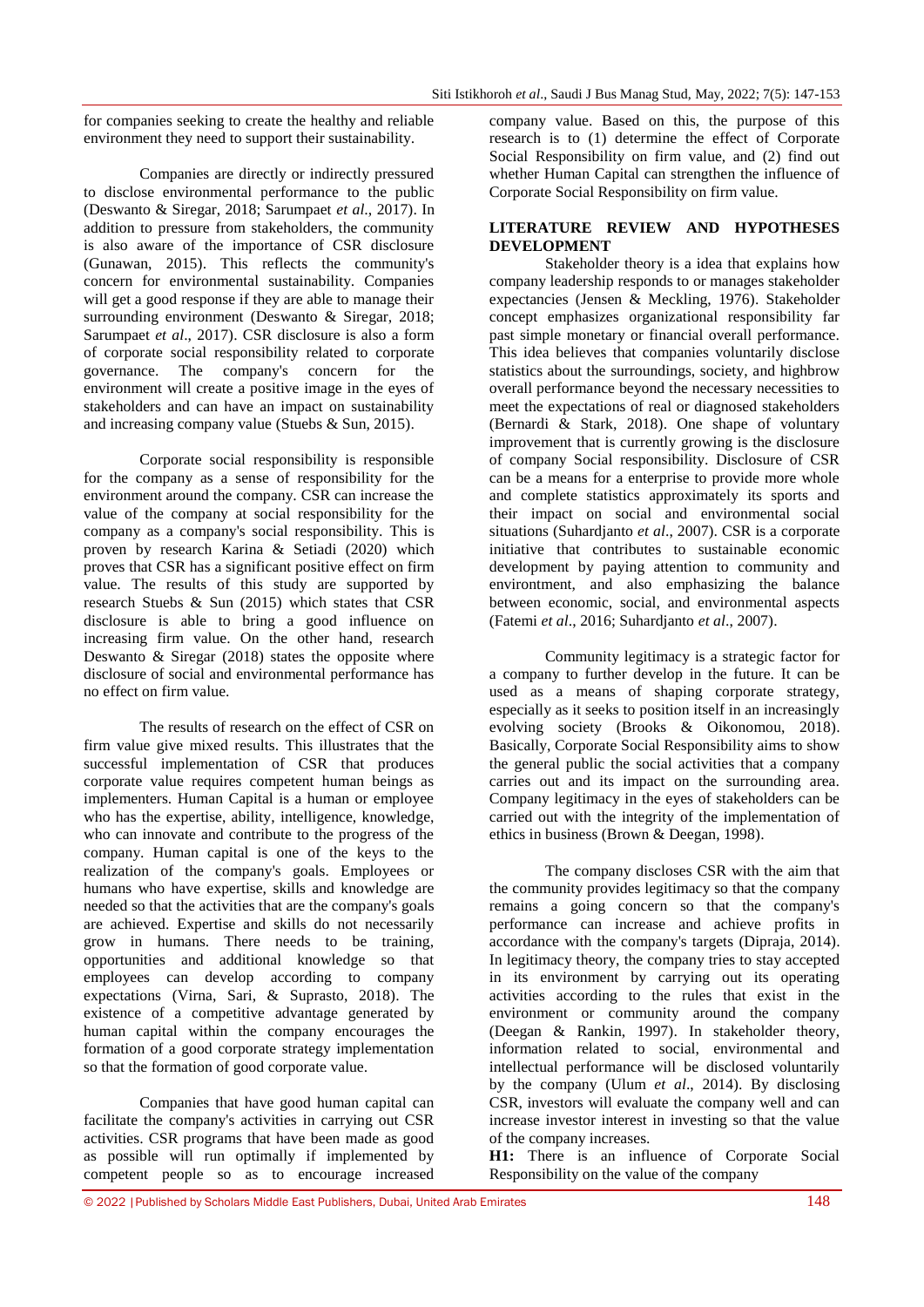for companies seeking to create the healthy and reliable environment they need to support their sustainability.

Companies are directly or indirectly pressured to disclose environmental performance to the public (Deswanto & Siregar, 2018; Sarumpaet *et al*., 2017). In addition to pressure from stakeholders, the community is also aware of the importance of CSR disclosure (Gunawan, 2015). This reflects the community's concern for environmental sustainability. Companies will get a good response if they are able to manage their surrounding environment (Deswanto & Siregar, 2018; Sarumpaet *et al*., 2017). CSR disclosure is also a form of corporate social responsibility related to corporate governance. The company's concern for the environment will create a positive image in the eyes of stakeholders and can have an impact on sustainability and increasing company value (Stuebs & Sun, 2015).

Corporate social responsibility is responsible for the company as a sense of responsibility for the environment around the company. CSR can increase the value of the company at social responsibility for the company as a company's social responsibility. This is proven by research Karina & Setiadi (2020) which proves that CSR has a significant positive effect on firm value. The results of this study are supported by research Stuebs & Sun (2015) which states that CSR disclosure is able to bring a good influence on increasing firm value. On the other hand, research Deswanto & Siregar (2018) states the opposite where disclosure of social and environmental performance has no effect on firm value.

The results of research on the effect of CSR on firm value give mixed results. This illustrates that the successful implementation of CSR that produces corporate value requires competent human beings as implementers. Human Capital is a human or employee who has the expertise, ability, intelligence, knowledge, who can innovate and contribute to the progress of the company. Human capital is one of the keys to the realization of the company's goals. Employees or humans who have expertise, skills and knowledge are needed so that the activities that are the company's goals are achieved. Expertise and skills do not necessarily grow in humans. There needs to be training, opportunities and additional knowledge so that employees can develop according to company expectations (Virna, Sari, & Suprasto, 2018). The existence of a competitive advantage generated by human capital within the company encourages the formation of a good corporate strategy implementation so that the formation of good corporate value.

Companies that have good human capital can facilitate the company's activities in carrying out CSR activities. CSR programs that have been made as good as possible will run optimally if implemented by competent people so as to encourage increased company value. Based on this, the purpose of this research is to (1) determine the effect of Corporate Social Responsibility on firm value, and (2) find out whether Human Capital can strengthen the influence of Corporate Social Responsibility on firm value.

## LITERATURE REVIEW AND HYPOTHESES DEVELOPMENT

Stakeholder theory is a idea that explains how company leadership responds to or manages stakeholder expectancies (Jensen & Meckling, 1976). Stakeholder concept emphasizes organizational responsibility far past simple monetary or financial overall performance. This idea believes that companies voluntarily disclose statistics about the surroundings, society, and highbrow overall performance beyond the necessary necessities to meet the expectations of real or diagnosed stakeholders (Bernardi & Stark, 2018). One shape of voluntary improvement that is currently growing is the disclosure of company Social responsibility. Disclosure of CSR can be a means for a enterprise to provide more whole and complete statistics approximately its sports and their impact on social and environmental social situations (Suhardjanto *et al*., 2007). CSR is a corporate initiative that contributes to sustainable economic development by paying attention to community and environtment, and also emphasizing the balance between economic, social, and environmental aspects (Fatemi *et al*., 2016; Suhardjanto *et al*., 2007).

Community legitimacy is a strategic factor for a company to further develop in the future. It can be used as a means of shaping corporate strategy, especially as it seeks to position itself in an increasingly evolving society (Brooks & Oikonomou, 2018). Basically, Corporate Social Responsibility aims to show the general public the social activities that a company carries out and its impact on the surrounding area. Company legitimacy in the eyes of stakeholders can be carried out with the integrity of the implementation of ethics in business (Brown & Deegan, 1998).

The company discloses CSR with the aim that the community provides legitimacy so that the company remains a going concern so that the company's performance can increase and achieve profits in accordance with the company's targets (Dipraja, 2014). In legitimacy theory, the company tries to stay accepted in its environment by carrying out its operating activities according to the rules that exist in the environment or community around the company (Deegan & Rankin, 1997). In stakeholder theory, information related to social, environmental and intellectual performance will be disclosed voluntarily by the company (Ulum *et al*., 2014). By disclosing CSR, investors will evaluate the company well and can increase investor interest in investing so that the value of the company increases.

**H1:** There is an influence of Corporate Social Responsibility on the value of the company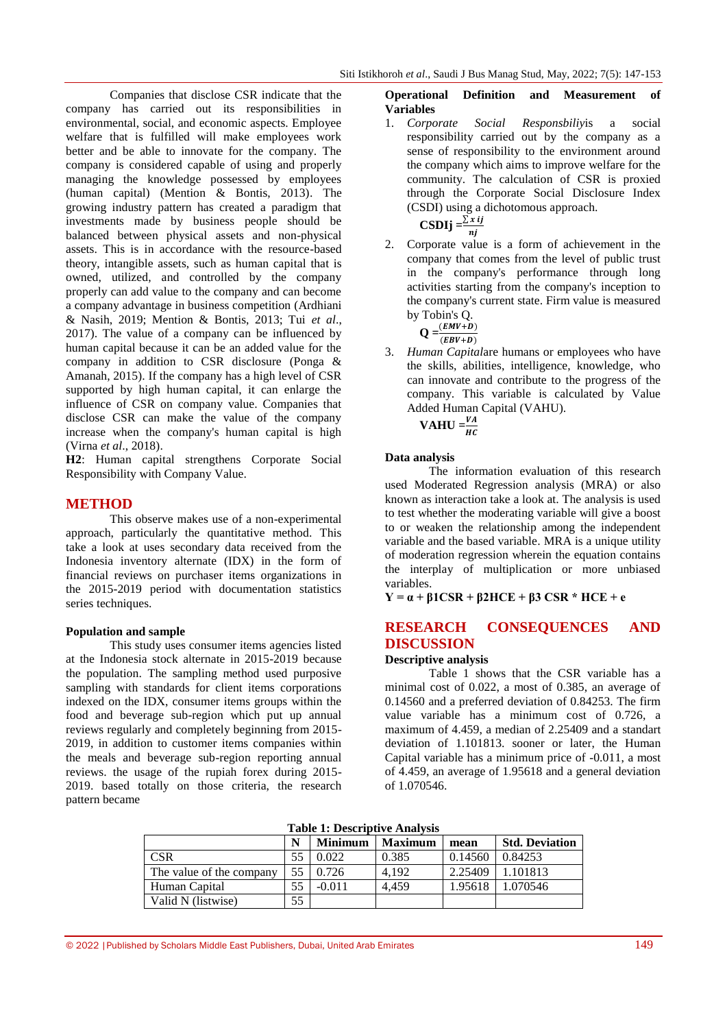Companies that disclose CSR indicate that the company has carried out its responsibilities in environmental, social, and economic aspects. Employee welfare that is fulfilled will make employees work better and be able to innovate for the company. The company is considered capable of using and properly managing the knowledge possessed by employees (human capital) (Mention & Bontis, 2013). The growing industry pattern has created a paradigm that investments made by business people should be balanced between physical assets and non-physical assets. This is in accordance with the resource-based theory, intangible assets, such as human capital that is owned, utilized, and controlled by the company properly can add value to the company and can become a company advantage in business competition (Ardhiani & Nasih, 2019; Mention & Bontis, 2013; Tui *et al*., 2017). The value of a company can be influenced by human capital because it can be an added value for the company in addition to CSR disclosure (Ponga & Amanah, 2015). If the company has a high level of CSR supported by high human capital, it can enlarge the influence of CSR on company value. Companies that disclose CSR can make the value of the company increase when the company's human capital is high (Virna *et al*., 2018).

**H2**: Human capital strengthens Corporate Social Responsibility with Company Value.

## METHOD

This observe makes use of a non-experimental approach, particularly the quantitative method. This take a look at uses secondary data received from the Indonesia inventory alternate (IDX) in the form of financial reviews on purchaser items organizations in the 2015-2019 period with documentation statistics series techniques.

### Population and sample

This study uses consumer items agencies listed at the Indonesia stock alternate in 2015-2019 because the population. The sampling method used purposive sampling with standards for client items corporations indexed on the IDX, consumer items groups within the food and beverage sub-region which put up annual reviews regularly and completely beginning from 2015-2019, in addition to customer items companies within the meals and beverage sub-region reporting annual reviews. the usage of the rupiah forex during 2015-2019. based totally on those criteria, the research pattern became

### Operational Definition and Measurement of Variables

1. *Corporate Social Responsbiliy*is a social responsibility carried out by the company as a sense of responsibility to the environment around the company which aims to improve welfare for the community. The calculation of CSR is proxied through the Corporate Social Disclosure Index (CSDI) using a dichotomous approach.

   $$\textbf{CSDIj} = \frac{\sum x\, ij}{nj}$$

2. Corporate value is a form of achievement in the company that comes from the level of public trust in the company's performance through long activities starting from the company's inception to the company's current state. Firm value is measured by Tobin's Q.

   $$\textbf{Q} = \frac{(EMV+D)}{(EBV+D)}$$

3. *Human Capital*are humans or employees who have the skills, abilities, intelligence, knowledge, who can innovate and contribute to the progress of the company. This variable is calculated by Value Added Human Capital (VAHU).

   $$\textbf{VAHU} = \frac{VA}{HC}$$

### Data analysis

The information evaluation of this research used Moderated Regression analysis (MRA) or also known as interaction take a look at. The analysis is used to test whether the moderating variable will give a boost to or weaken the relationship among the independent variable and the based variable. MRA is a unique utility of moderation regression wherein the equation contains the interplay of multiplication or more unbiased variables.

$$\mathbf{Y = \alpha + \beta 1CSR + \beta 2HCE + \beta 3\ CSR * HCE + e}$$

## RESEARCH CONSEQUENCES AND DISCUSSION

### Descriptive analysis

Table 1 shows that the CSR variable has a minimal cost of 0.022, a most of 0.385, an average of 0.14560 and a preferred deviation of 0.84253. The firm value variable has a minimum cost of 0.726, a maximum of 4.459, a median of 2.25409 and a standart deviation of 1.101813. sooner or later, the Human Capital variable has a minimum price of -0.011, a most of 4.459, an average of 1.95618 and a general deviation of 1.070546.

**Table 1: Descriptive Analysis**

| | N | Minimum | Maximum | mean | Std. Deviation |
|---|---|---|---|---|---|
| CSR | 55 | 0.022 | 0.385 | 0.14560 | 0.84253 |
| The value of the company | 55 | 0.726 | 4,192 | 2.25409 | 1.101813 |
| Human Capital | 55 | -0.011 | 4,459 | 1.95618 | 1.070546 |
| Valid N (listwise) | 55 | | | | |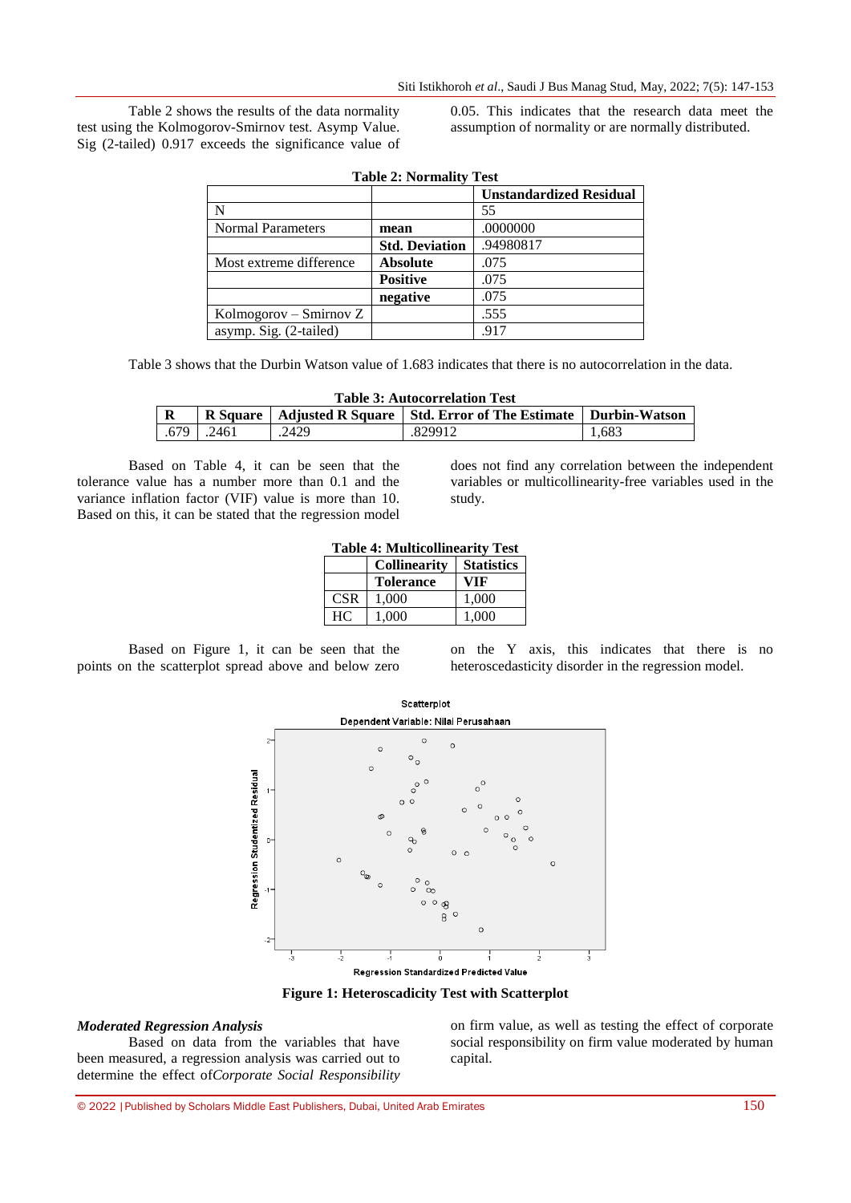Table 2 shows the results of the data normality test using the Kolmogorov-Smirnov test. Asymp Value. Sig (2-tailed) 0.917 exceeds the significance value of 0.05. This indicates that the research data meet the assumption of normality or are normally distributed.

**Table 2: Normality Test**

| | | Unstandardized Residual |
|---|---|---|
| N | | 55 |
| Normal Parameters | **mean** | .0000000 |
| | **Std. Deviation** | .94980817 |
| Most extreme difference | **Absolute** | .075 |
| | **Positive** | .075 |
| | **negative** | .075 |
| Kolmogorov – Smirnov Z | | .555 |
| asymp. Sig. (2-tailed) | | .917 |

Table 3 shows that the Durbin Watson value of 1.683 indicates that there is no autocorrelation in the data.

**Table 3: Autocorrelation Test**

| R | R Square | Adjusted R Square | Std. Error of The Estimate | Durbin-Watson |
|---|---|---|---|---|
| .679 | .2461 | .2429 | .829912 | 1,683 |

Based on Table 4, it can be seen that the tolerance value has a number more than 0.1 and the variance inflation factor (VIF) value is more than 10. Based on this, it can be stated that the regression model does not find any correlation between the independent variables or multicollinearity-free variables used in the study.

**Table 4: Multicollinearity Test**

| | Collinearity | Statistics |
|---|---|---|
| | **Tolerance** | **VIF** |
| CSR | 1,000 | 1,000 |
| HC | 1,000 | 1,000 |

Based on Figure 1, it can be seen that the points on the scatterplot spread above and below zero on the Y axis, this indicates that there is no heteroscedasticity disorder in the regression model.

**Figure 1: Heteroscadicity Test with Scatterplot**

### *Moderated Regression Analysis*

Based on data from the variables that have been measured, a regression analysis was carried out to determine the effect of*Corporate Social Responsibility* on firm value, as well as testing the effect of corporate social responsibility on firm value moderated by human capital.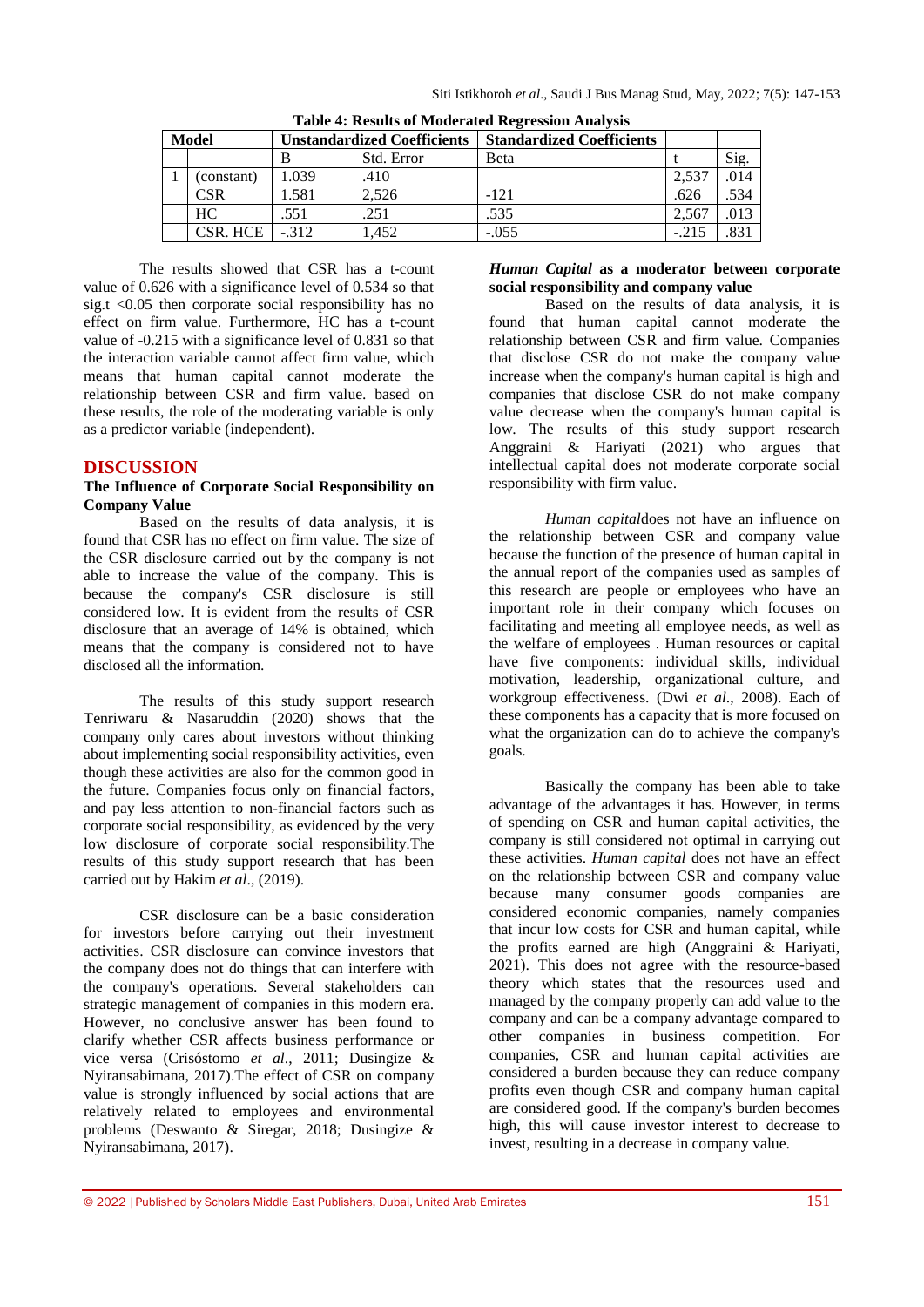**Table 4: Results of Moderated Regression Analysis**

| Model | | Unstandardized Coefficients | | Standardized Coefficients | | |
|---|---|---|---|---|---|---|
| | | B | Std. Error | Beta | t | Sig. |
| 1 | (constant) | 1.039 | .410 | | 2,537 | .014 |
| | CSR | 1.581 | 2,526 | -121 | .626 | .534 |
| | HC | .551 | .251 | .535 | 2,567 | .013 |
| | CSR. HCE | -.312 | 1,452 | -.055 | -.215 | .831 |

The results showed that CSR has a t-count value of 0.626 with a significance level of 0.534 so that sig.t <0.05 then corporate social responsibility has no effect on firm value. Furthermore, HC has a t-count value of -0.215 with a significance level of 0.831 so that the interaction variable cannot affect firm value, which means that human capital cannot moderate the relationship between CSR and firm value. based on these results, the role of the moderating variable is only as a predictor variable (independent).

## DISCUSSION

### The Influence of Corporate Social Responsibility on Company Value

Based on the results of data analysis, it is found that CSR has no effect on firm value. The size of the CSR disclosure carried out by the company is not able to increase the value of the company. This is because the company's CSR disclosure is still considered low. It is evident from the results of CSR disclosure that an average of 14% is obtained, which means that the company is considered not to have disclosed all the information.

The results of this study support research Tenriwaru & Nasaruddin (2020) shows that the company only cares about investors without thinking about implementing social responsibility activities, even though these activities are also for the common good in the future. Companies focus only on financial factors, and pay less attention to non-financial factors such as corporate social responsibility, as evidenced by the very low disclosure of corporate social responsibility.The results of this study support research that has been carried out by Hakim *et al*., (2019).

CSR disclosure can be a basic consideration for investors before carrying out their investment activities. CSR disclosure can convince investors that the company does not do things that can interfere with the company's operations. Several stakeholders can strategic management of companies in this modern era. However, no conclusive answer has been found to clarify whether CSR affects business performance or vice versa (Crisóstomo *et al*., 2011; Dusingize & Nyiransabimana, 2017).The effect of CSR on company value is strongly influenced by social actions that are relatively related to employees and environmental problems (Deswanto & Siregar, 2018; Dusingize & Nyiransabimana, 2017).

### *Human Capital* as a moderator between corporate social responsibility and company value

Based on the results of data analysis, it is found that human capital cannot moderate the relationship between CSR and firm value. Companies that disclose CSR do not make the company value increase when the company's human capital is high and companies that disclose CSR do not make company value decrease when the company's human capital is low. The results of this study support research Anggraini & Hariyati (2021) who argues that intellectual capital does not moderate corporate social responsibility with firm value.

*Human capital*does not have an influence on the relationship between CSR and company value because the function of the presence of human capital in the annual report of the companies used as samples of this research are people or employees who have an important role in their company which focuses on facilitating and meeting all employee needs, as well as the welfare of employees . Human resources or capital have five components: individual skills, individual motivation, leadership, organizational culture, and workgroup effectiveness. (Dwi *et al*., 2008). Each of these components has a capacity that is more focused on what the organization can do to achieve the company's goals.

Basically the company has been able to take advantage of the advantages it has. However, in terms of spending on CSR and human capital activities, the company is still considered not optimal in carrying out these activities. *Human capital* does not have an effect on the relationship between CSR and company value because many consumer goods companies are considered economic companies, namely companies that incur low costs for CSR and human capital, while the profits earned are high (Anggraini & Hariyati, 2021). This does not agree with the resource-based theory which states that the resources used and managed by the company properly can add value to the company and can be a company advantage compared to other companies in business competition. For companies, CSR and human capital activities are considered a burden because they can reduce company profits even though CSR and company human capital are considered good. If the company's burden becomes high, this will cause investor interest to decrease to invest, resulting in a decrease in company value.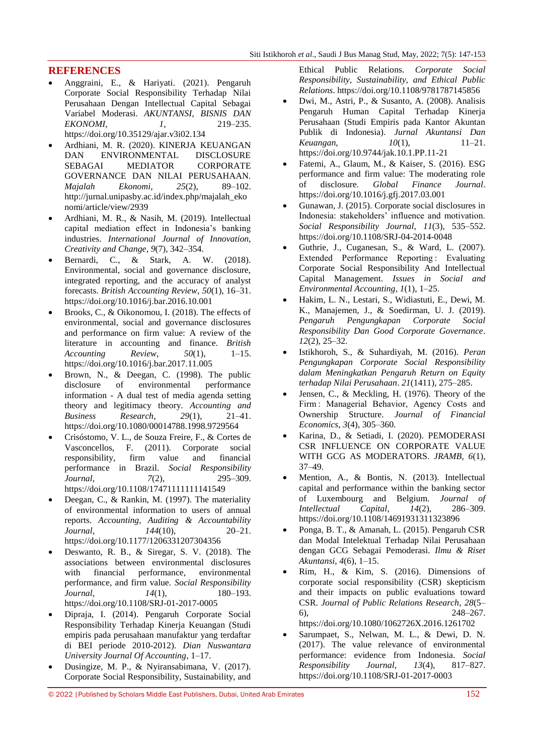## REFERENCES

- Anggraini, E., & Hariyati. (2021). Pengaruh Corporate Social Responsibility Terhadap Nilai Perusahaan Dengan Intellectual Capital Sebagai Variabel Moderasi. *AKUNTANSI, BISNIS DAN EKONOMI*, *1*, 219–235. https://doi.org/10.35129/ajar.v3i02.134
- Ardhiani, M. R. (2020). KINERJA KEUANGAN DAN ENVIRONMENTAL DISCLOSURE SEBAGAI MEDIATOR CORPORATE GOVERNANCE DAN NILAI PERUSAHAAN. *Majalah Ekonomi*, *25*(2), 89–102. http://jurnal.unipasby.ac.id/index.php/majalah_ekonomi/article/view/2939
- Ardhiani, M. R., & Nasih, M. (2019). Intellectual capital mediation effect in Indonesia's banking industries. *International Journal of Innovation, Creativity and Change*, *9*(7), 342–354.
- Bernardi, C., & Stark, A. W. (2018). Environmental, social and governance disclosure, integrated reporting, and the accuracy of analyst forecasts. *British Accounting Review*, *50*(1), 16–31. https://doi.org/10.1016/j.bar.2016.10.001
- Brooks, C., & Oikonomou, I. (2018). The effects of environmental, social and governance disclosures and performance on firm value: A review of the literature in accounting and finance. *British Accounting Review*, *50*(1), 1–15. https://doi.org/10.1016/j.bar.2017.11.005
- Brown, N., & Deegan, C. (1998). The public disclosure of environmental performance information - A dual test of media agenda setting theory and legitimacy theory. *Accounting and Business Research*, *29*(1), 21–41. https://doi.org/10.1080/00014788.1998.9729564
- Crisóstomo, V. L., de Souza Freire, F., & Cortes de Vasconcellos, F. (2011). Corporate social responsibility, firm value and financial performance in Brazil. *Social Responsibility Journal*, *7*(2), 295–309. https://doi.org/10.1108/17471111111141549
- Deegan, C., & Rankin, M. (1997). The materiality of environmental information to users of annual reports. *Accounting, Auditing & Accountability Journal*, *144*(10), 20–21. https://doi.org/10.1177/1206331207304356
- Deswanto, R. B., & Siregar, S. V. (2018). The associations between environmental disclosures with financial performance, environmental performance, and firm value. *Social Responsibility Journal*, *14*(1), 180–193. https://doi.org/10.1108/SRJ-01-2017-0005
- Dipraja, I. (2014). Pengaruh Corporate Social Responsibility Terhadap Kinerja Keuangan (Studi empiris pada perusahaan manufaktur yang terdaftar di BEI periode 2010-2012). *Dian Nuswantara University Journal Of Accounting*, 1–17.
- Dusingize, M. P., & Nyiransabimana, V. (2017). Corporate Social Responsibility, Sustainability, and Ethical Public Relations. *Corporate Social Responsibility, Sustainability, and Ethical Public Relations*. https://doi.org/10.1108/9781787145856
- Dwi, M., Astri, P., & Susanto, A. (2008). Analisis Pengaruh Human Capital Terhadap Kinerja Perusahaan (Studi Empiris pada Kantor Akuntan Publik di Indonesia). *Jurnal Akuntansi Dan Keuangan*, *10*(1), 11–21. https://doi.org/10.9744/jak.10.1.PP.11-21
- Fatemi, A., Glaum, M., & Kaiser, S. (2016). ESG performance and firm value: The moderating role of disclosure. *Global Finance Journal*. https://doi.org/10.1016/j.gfj.2017.03.001
- Gunawan, J. (2015). Corporate social disclosures in Indonesia: stakeholders' influence and motivation. *Social Responsibility Journal*, *11*(3), 535–552. https://doi.org/10.1108/SRJ-04-2014-0048
- Guthrie, J., Cuganesan, S., & Ward, L. (2007). Extended Performance Reporting : Evaluating Corporate Social Responsibility And Intellectual Capital Management. *Issues in Social and Environmental Accounting*, *1*(1), 1–25.
- Hakim, L. N., Lestari, S., Widiastuti, E., Dewi, M. K., Manajemen, J., & Soedirman, U. J. (2019). *Pengaruh Pengungkapan Corporate Social Responsibility Dan Good Corporate Governance*. *12*(2), 25–32.
- Istikhoroh, S., & Suhardiyah, M. (2016). *Peran Pengungkapan Corporate Social Responsibility dalam Meningkatkan Pengaruh Return on Equity terhadap Nilai Perusahaan*. *21*(1411), 275–285.
- Jensen, C., & Meckling, H. (1976). Theory of the Firm : Managerial Behavior, Agency Costs and Ownership Structure. *Journal of Financial Economics*, *3*(4), 305–360.
- Karina, D., & Setiadi, I. (2020). PEMODERASI CSR INFLUENCE ON CORPORATE VALUE WITH GCG AS MODERATORS. *JRAMB*, *6*(1), 37–49.
- Mention, A., & Bontis, N. (2013). Intellectual capital and performance within the banking sector of Luxembourg and Belgium. *Journal of Intellectual Capital*, *14*(2), 286–309. https://doi.org/10.1108/14691931311323896
- Ponga, B. T., & Amanah, L. (2015). Pengaruh CSR dan Modal Intelektual Terhadap Nilai Perusahaan dengan GCG Sebagai Pemoderasi. *Ilmu & Riset Akuntansi*, *4*(6), 1–15.
- Rim, H., & Kim, S. (2016). Dimensions of corporate social responsibility (CSR) skepticism and their impacts on public evaluations toward CSR. *Journal of Public Relations Research*, *28*(5–6), 248–267. https://doi.org/10.1080/1062726X.2016.1261702
- Sarumpaet, S., Nelwan, M. L., & Dewi, D. N. (2017). The value relevance of environmental performance: evidence from Indonesia. *Social Responsibility Journal*, *13*(4), 817–827. https://doi.org/10.1108/SRJ-01-2017-0003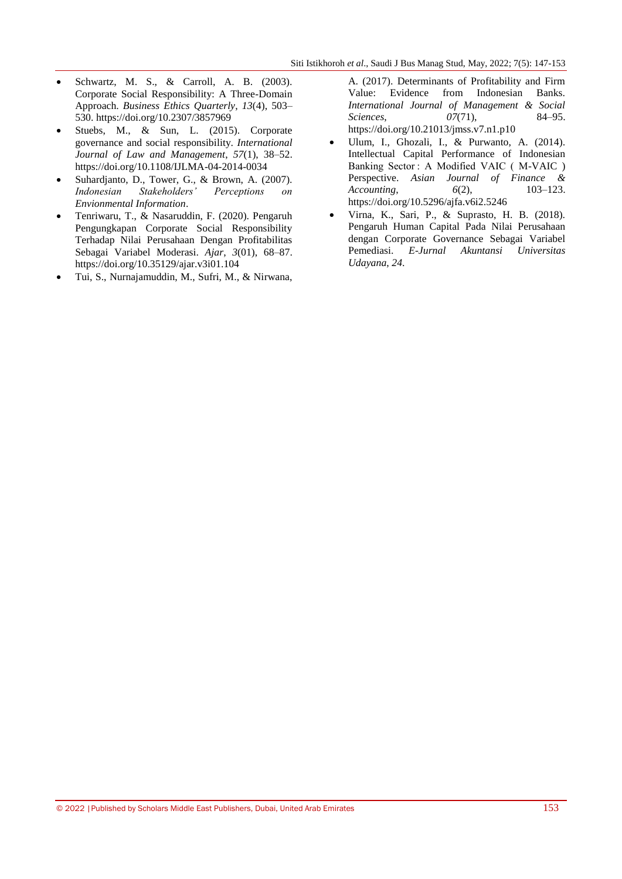- Schwartz, M. S., & Carroll, A. B. (2003). Corporate Social Responsibility: A Three-Domain Approach. *Business Ethics Quarterly*, *13*(4), 503–530. https://doi.org/10.2307/3857969
- Stuebs, M., & Sun, L. (2015). Corporate governance and social responsibility. *International Journal of Law and Management*, *57*(1), 38–52. https://doi.org/10.1108/IJLMA-04-2014-0034
- Suhardjanto, D., Tower, G., & Brown, A. (2007). *Indonesian Stakeholders' Perceptions on Envionmental Information*.
- Tenriwaru, T., & Nasaruddin, F. (2020). Pengaruh Pengungkapan Corporate Social Responsibility Terhadap Nilai Perusahaan Dengan Profitabilitas Sebagai Variabel Moderasi. *Ajar*, *3*(01), 68–87. https://doi.org/10.35129/ajar.v3i01.104
- Tui, S., Nurnajamuddin, M., Sufri, M., & Nirwana, A. (2017). Determinants of Profitability and Firm Value: Evidence from Indonesian Banks. *International Journal of Management & Social Sciences*, *07*(71), 84–95. https://doi.org/10.21013/jmss.v7.n1.p10
- Ulum, I., Ghozali, I., & Purwanto, A. (2014). Intellectual Capital Performance of Indonesian Banking Sector : A Modified VAIC ( M-VAIC ) Perspective. *Asian Journal of Finance & Accounting*, *6*(2), 103–123. https://doi.org/10.5296/ajfa.v6i2.5246
- Virna, K., Sari, P., & Suprasto, H. B. (2018). Pengaruh Human Capital Pada Nilai Perusahaan dengan Corporate Governance Sebagai Variabel Pemediasi. *E-Jurnal Akuntansi Universitas Udayana*, *24*.